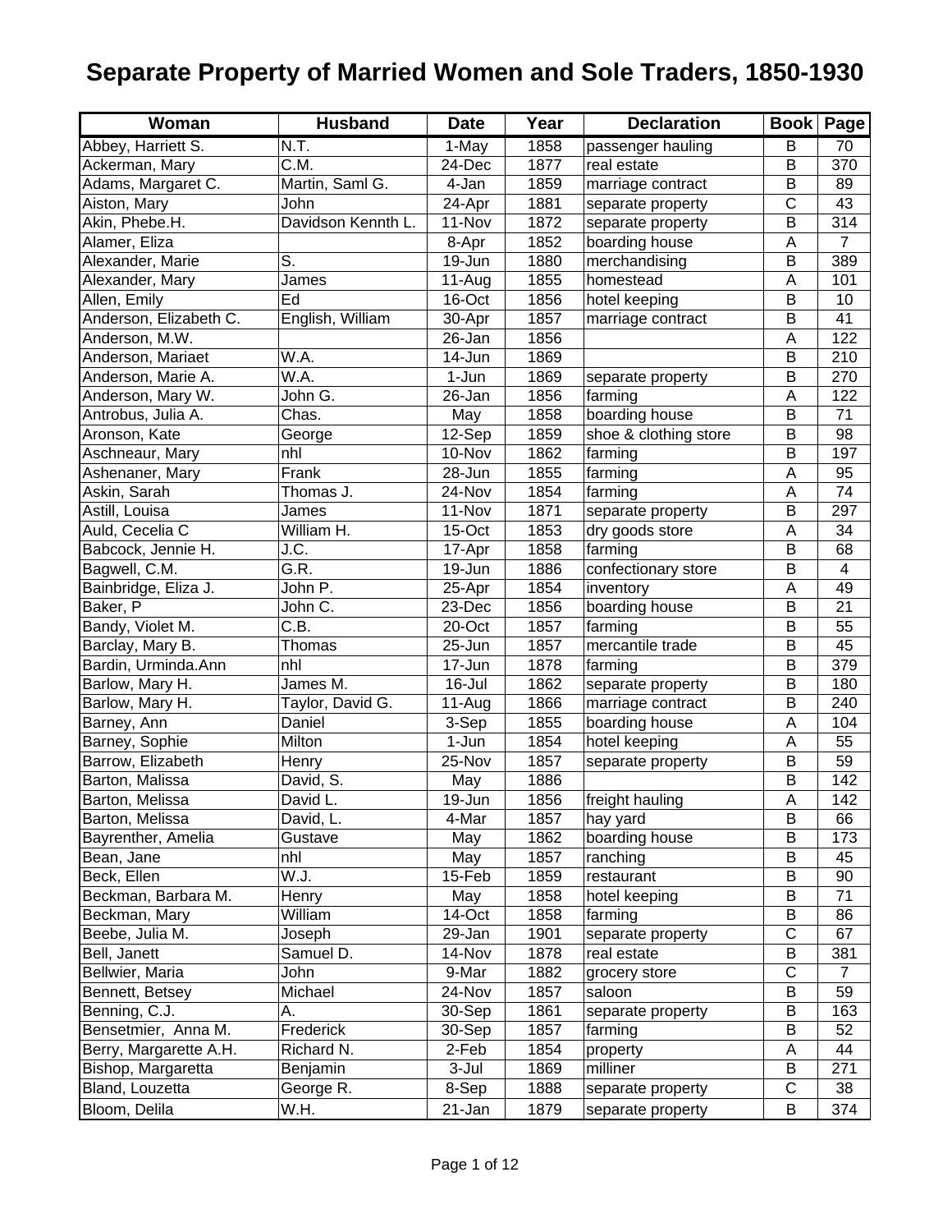# Separate Property of Married Women and Sole Traders, 1850-1930

| Woman | Husband | Date | Year | Declaration | Book | Page |
|---|---|---|---|---|---|---|
| Abbey, Harriett S. | N.T. | 1-May | 1858 | passenger hauling | B | 70 |
| Ackerman, Mary | C.M. | 24-Dec | 1877 | real estate | B | 370 |
| Adams, Margaret C. | Martin, Saml G. | 4-Jan | 1859 | marriage contract | B | 89 |
| Aiston, Mary | John | 24-Apr | 1881 | separate property | C | 43 |
| Akin, Phebe.H. | Davidson Kennth L. | 11-Nov | 1872 | separate property | B | 314 |
| Alamer, Eliza | | 8-Apr | 1852 | boarding house | A | 7 |
| Alexander, Marie | S. | 19-Jun | 1880 | merchandising | B | 389 |
| Alexander, Mary | James | 11-Aug | 1855 | homestead | A | 101 |
| Allen, Emily | Ed | 16-Oct | 1856 | hotel keeping | B | 10 |
| Anderson, Elizabeth C. | English, William | 30-Apr | 1857 | marriage contract | B | 41 |
| Anderson, M.W. | | 26-Jan | 1856 | | A | 122 |
| Anderson, Mariaet | W.A. | 14-Jun | 1869 | | B | 210 |
| Anderson, Marie A. | W.A. | 1-Jun | 1869 | separate property | B | 270 |
| Anderson, Mary W. | John G. | 26-Jan | 1856 | farming | A | 122 |
| Antrobus, Julia A. | Chas. | May | 1858 | boarding house | B | 71 |
| Aronson, Kate | George | 12-Sep | 1859 | shoe & clothing store | B | 98 |
| Aschneaur, Mary | nhl | 10-Nov | 1862 | farming | B | 197 |
| Ashenaner, Mary | Frank | 28-Jun | 1855 | farming | A | 95 |
| Askin, Sarah | Thomas J. | 24-Nov | 1854 | farming | A | 74 |
| Astill, Louisa | James | 11-Nov | 1871 | separate property | B | 297 |
| Auld, Cecelia C | William H. | 15-Oct | 1853 | dry goods store | A | 34 |
| Babcock, Jennie H. | J.C. | 17-Apr | 1858 | farming | B | 68 |
| Bagwell, C.M. | G.R. | 19-Jun | 1886 | confectionary store | B | 4 |
| Bainbridge, Eliza J. | John P. | 25-Apr | 1854 | inventory | A | 49 |
| Baker, P | John C. | 23-Dec | 1856 | boarding house | B | 21 |
| Bandy, Violet M. | C.B. | 20-Oct | 1857 | farming | B | 55 |
| Barclay, Mary B. | Thomas | 25-Jun | 1857 | mercantile trade | B | 45 |
| Bardin, Urminda.Ann | nhl | 17-Jun | 1878 | farming | B | 379 |
| Barlow, Mary H. | James M. | 16-Jul | 1862 | separate property | B | 180 |
| Barlow, Mary H. | Taylor, David G. | 11-Aug | 1866 | marriage contract | B | 240 |
| Barney, Ann | Daniel | 3-Sep | 1855 | boarding house | A | 104 |
| Barney, Sophie | Milton | 1-Jun | 1854 | hotel keeping | A | 55 |
| Barrow, Elizabeth | Henry | 25-Nov | 1857 | separate property | B | 59 |
| Barton, Malissa | David, S. | May | 1886 | | B | 142 |
| Barton, Melissa | David L. | 19-Jun | 1856 | freight hauling | A | 142 |
| Barton, Melissa | David, L. | 4-Mar | 1857 | hay yard | B | 66 |
| Bayrenther, Amelia | Gustave | May | 1862 | boarding house | B | 173 |
| Bean, Jane | nhl | May | 1857 | ranching | B | 45 |
| Beck, Ellen | W.J. | 15-Feb | 1859 | restaurant | B | 90 |
| Beckman, Barbara M. | Henry | May | 1858 | hotel keeping | B | 71 |
| Beckman, Mary | William | 14-Oct | 1858 | farming | B | 86 |
| Beebe, Julia M. | Joseph | 29-Jan | 1901 | separate property | C | 67 |
| Bell, Janett | Samuel D. | 14-Nov | 1878 | real estate | B | 381 |
| Bellwier, Maria | John | 9-Mar | 1882 | grocery store | C | 7 |
| Bennett, Betsey | Michael | 24-Nov | 1857 | saloon | B | 59 |
| Benning, C.J. | A. | 30-Sep | 1861 | separate property | B | 163 |
| Bensetmier, Anna M. | Frederick | 30-Sep | 1857 | farming | B | 52 |
| Berry, Margarette A.H. | Richard N. | 2-Feb | 1854 | property | A | 44 |
| Bishop, Margaretta | Benjamin | 3-Jul | 1869 | milliner | B | 271 |
| Bland, Louzetta | George R. | 8-Sep | 1888 | separate property | C | 38 |
| Bloom, Delila | W.H. | 21-Jan | 1879 | separate property | B | 374 |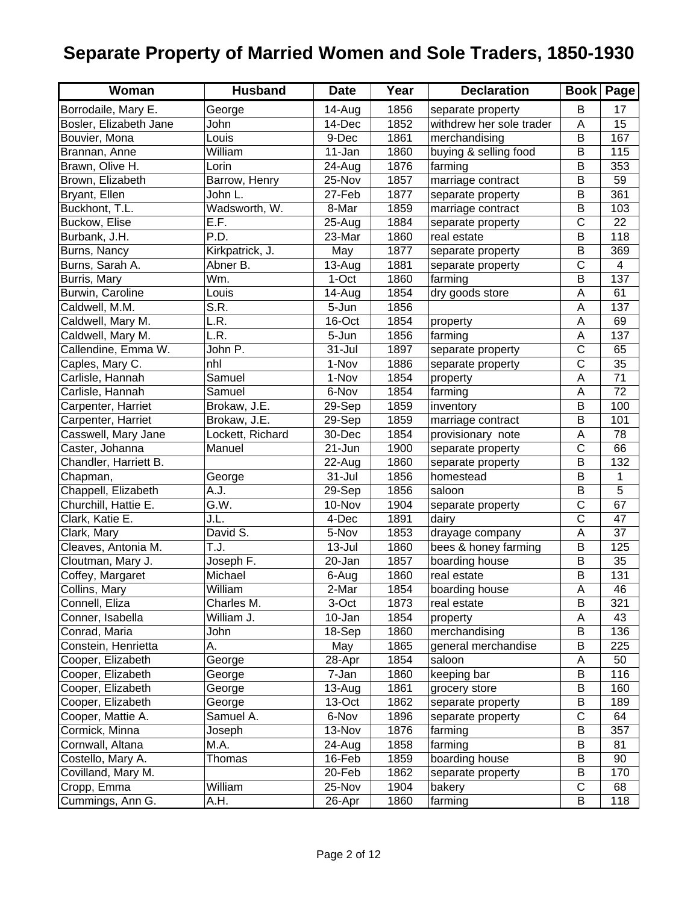# Separate Property of Married Women and Sole Traders, 1850-1930

| Woman | Husband | Date | Year | Declaration | Book | Page |
|---|---|---|---|---|---|---|
| Borrodaile, Mary E. | George | 14-Aug | 1856 | separate property | B | 17 |
| Bosler, Elizabeth Jane | John | 14-Dec | 1852 | withdrew her sole trader | A | 15 |
| Bouvier, Mona | Louis | 9-Dec | 1861 | merchandising | B | 167 |
| Brannan, Anne | William | 11-Jan | 1860 | buying & selling food | B | 115 |
| Brawn, Olive H. | Lorin | 24-Aug | 1876 | farming | B | 353 |
| Brown, Elizabeth | Barrow, Henry | 25-Nov | 1857 | marriage contract | B | 59 |
| Bryant, Ellen | John L. | 27-Feb | 1877 | separate property | B | 361 |
| Buckhont, T.L. | Wadsworth, W. | 8-Mar | 1859 | marriage contract | B | 103 |
| Buckow, Elise | E.F. | 25-Aug | 1884 | separate property | C | 22 |
| Burbank, J.H. | P.D. | 23-Mar | 1860 | real estate | B | 118 |
| Burns, Nancy | Kirkpatrick, J. | May | 1877 | separate property | B | 369 |
| Burns, Sarah A. | Abner B. | 13-Aug | 1881 | separate property | C | 4 |
| Burris, Mary | Wm. | 1-Oct | 1860 | farming | B | 137 |
| Burwin, Caroline | Louis | 14-Aug | 1854 | dry goods store | A | 61 |
| Caldwell, M.M. | S.R. | 5-Jun | 1856 | | A | 137 |
| Caldwell, Mary M. | L.R. | 16-Oct | 1854 | property | A | 69 |
| Caldwell, Mary M. | L.R. | 5-Jun | 1856 | farming | A | 137 |
| Callendine, Emma W. | John P. | 31-Jul | 1897 | separate property | C | 65 |
| Caples, Mary C. | nhl | 1-Nov | 1886 | separate property | C | 35 |
| Carlisle, Hannah | Samuel | 1-Nov | 1854 | property | A | 71 |
| Carlisle, Hannah | Samuel | 6-Nov | 1854 | farming | A | 72 |
| Carpenter, Harriet | Brokaw, J.E. | 29-Sep | 1859 | inventory | B | 100 |
| Carpenter, Harriet | Brokaw, J.E. | 29-Sep | 1859 | marriage contract | B | 101 |
| Casswell, Mary Jane | Lockett, Richard | 30-Dec | 1854 | provisionary note | A | 78 |
| Caster, Johanna | Manuel | 21-Jun | 1900 | separate property | C | 66 |
| Chandler, Harriett B. | | 22-Aug | 1860 | separate property | B | 132 |
| Chapman, | George | 31-Jul | 1856 | homestead | B | 1 |
| Chappell, Elizabeth | A.J. | 29-Sep | 1856 | saloon | B | 5 |
| Churchill, Hattie E. | G.W. | 10-Nov | 1904 | separate property | C | 67 |
| Clark, Katie E. | J.L. | 4-Dec | 1891 | dairy | C | 47 |
| Clark, Mary | David S. | 5-Nov | 1853 | drayage company | A | 37 |
| Cleaves, Antonia M. | T.J. | 13-Jul | 1860 | bees & honey farming | B | 125 |
| Cloutman, Mary J. | Joseph F. | 20-Jan | 1857 | boarding house | B | 35 |
| Coffey, Margaret | Michael | 6-Aug | 1860 | real estate | B | 131 |
| Collins, Mary | William | 2-Mar | 1854 | boarding house | A | 46 |
| Connell, Eliza | Charles M. | 3-Oct | 1873 | real estate | B | 321 |
| Conner, Isabella | William J. | 10-Jan | 1854 | property | A | 43 |
| Conrad, Maria | John | 18-Sep | 1860 | merchandising | B | 136 |
| Constein, Henrietta | A. | May | 1865 | general merchandise | B | 225 |
| Cooper, Elizabeth | George | 28-Apr | 1854 | saloon | A | 50 |
| Cooper, Elizabeth | George | 7-Jan | 1860 | keeping bar | B | 116 |
| Cooper, Elizabeth | George | 13-Aug | 1861 | grocery store | B | 160 |
| Cooper, Elizabeth | George | 13-Oct | 1862 | separate property | B | 189 |
| Cooper, Mattie A. | Samuel A. | 6-Nov | 1896 | separate property | C | 64 |
| Cormick, Minna | Joseph | 13-Nov | 1876 | farming | B | 357 |
| Cornwall, Altana | M.A. | 24-Aug | 1858 | farming | B | 81 |
| Costello, Mary A. | Thomas | 16-Feb | 1859 | boarding house | B | 90 |
| Covilland, Mary M. | | 20-Feb | 1862 | separate property | B | 170 |
| Cropp, Emma | William | 25-Nov | 1904 | bakery | C | 68 |
| Cummings, Ann G. | A.H. | 26-Apr | 1860 | farming | B | 118 |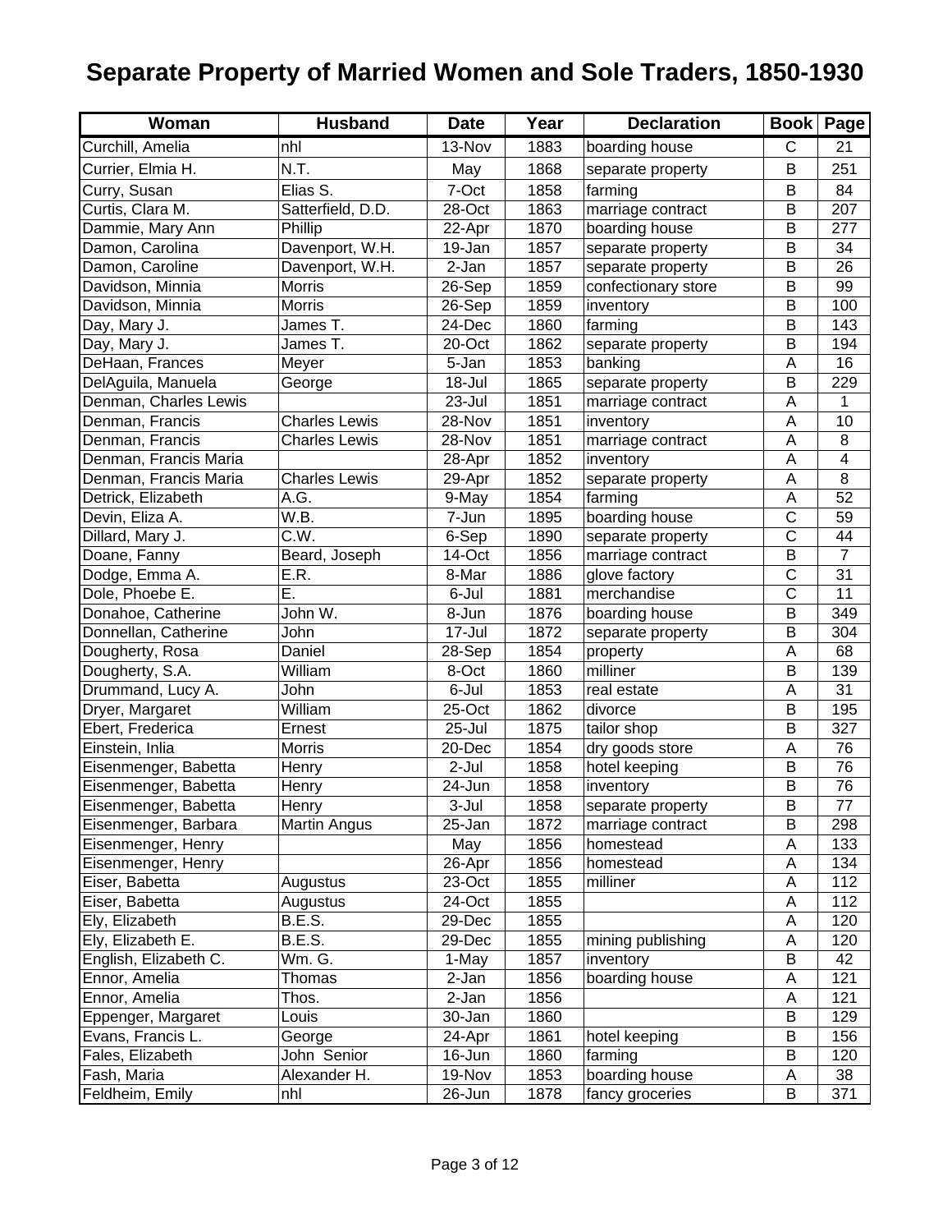# Separate Property of Married Women and Sole Traders, 1850-1930

| Woman | Husband | Date | Year | Declaration | Book | Page |
|---|---|---|---|---|---|---|
| Curchill, Amelia | nhl | 13-Nov | 1883 | boarding house | C | 21 |
| Currier, Elmia H. | N.T. | May | 1868 | separate property | B | 251 |
| Curry, Susan | Elias S. | 7-Oct | 1858 | farming | B | 84 |
| Curtis, Clara M. | Satterfield, D.D. | 28-Oct | 1863 | marriage contract | B | 207 |
| Dammie, Mary Ann | Phillip | 22-Apr | 1870 | boarding house | B | 277 |
| Damon, Carolina | Davenport, W.H. | 19-Jan | 1857 | separate property | B | 34 |
| Damon, Caroline | Davenport, W.H. | 2-Jan | 1857 | separate property | B | 26 |
| Davidson, Minnia | Morris | 26-Sep | 1859 | confectionary store | B | 99 |
| Davidson, Minnia | Morris | 26-Sep | 1859 | inventory | B | 100 |
| Day, Mary J. | James T. | 24-Dec | 1860 | farming | B | 143 |
| Day, Mary J. | James T. | 20-Oct | 1862 | separate property | B | 194 |
| DeHaan, Frances | Meyer | 5-Jan | 1853 | banking | A | 16 |
| DelAguila, Manuela | George | 18-Jul | 1865 | separate property | B | 229 |
| Denman, Charles Lewis | | 23-Jul | 1851 | marriage contract | A | 1 |
| Denman, Francis | Charles Lewis | 28-Nov | 1851 | inventory | A | 10 |
| Denman, Francis | Charles Lewis | 28-Nov | 1851 | marriage contract | A | 8 |
| Denman, Francis Maria | | 28-Apr | 1852 | inventory | A | 4 |
| Denman, Francis Maria | Charles Lewis | 29-Apr | 1852 | separate property | A | 8 |
| Detrick, Elizabeth | A.G. | 9-May | 1854 | farming | A | 52 |
| Devin, Eliza A. | W.B. | 7-Jun | 1895 | boarding house | C | 59 |
| Dillard, Mary J. | C.W. | 6-Sep | 1890 | separate property | C | 44 |
| Doane, Fanny | Beard, Joseph | 14-Oct | 1856 | marriage contract | B | 7 |
| Dodge, Emma A. | E.R. | 8-Mar | 1886 | glove factory | C | 31 |
| Dole, Phoebe E. | E. | 6-Jul | 1881 | merchandise | C | 11 |
| Donahoe, Catherine | John W. | 8-Jun | 1876 | boarding house | B | 349 |
| Donnellan, Catherine | John | 17-Jul | 1872 | separate property | B | 304 |
| Dougherty, Rosa | Daniel | 28-Sep | 1854 | property | A | 68 |
| Dougherty, S.A. | William | 8-Oct | 1860 | milliner | B | 139 |
| Drummand, Lucy A. | John | 6-Jul | 1853 | real estate | A | 31 |
| Dryer, Margaret | William | 25-Oct | 1862 | divorce | B | 195 |
| Ebert, Frederica | Ernest | 25-Jul | 1875 | tailor shop | B | 327 |
| Einstein, Inlia | Morris | 20-Dec | 1854 | dry goods store | A | 76 |
| Eisenmenger, Babetta | Henry | 2-Jul | 1858 | hotel keeping | B | 76 |
| Eisenmenger, Babetta | Henry | 24-Jun | 1858 | inventory | B | 76 |
| Eisenmenger, Babetta | Henry | 3-Jul | 1858 | separate property | B | 77 |
| Eisenmenger, Barbara | Martin Angus | 25-Jan | 1872 | marriage contract | B | 298 |
| Eisenmenger, Henry | | May | 1856 | homestead | A | 133 |
| Eisenmenger, Henry | | 26-Apr | 1856 | homestead | A | 134 |
| Eiser, Babetta | Augustus | 23-Oct | 1855 | milliner | A | 112 |
| Eiser, Babetta | Augustus | 24-Oct | 1855 | | A | 112 |
| Ely, Elizabeth | B.E.S. | 29-Dec | 1855 | | A | 120 |
| Ely, Elizabeth E. | B.E.S. | 29-Dec | 1855 | mining publishing | A | 120 |
| English, Elizabeth C. | Wm. G. | 1-May | 1857 | inventory | B | 42 |
| Ennor, Amelia | Thomas | 2-Jan | 1856 | boarding house | A | 121 |
| Ennor, Amelia | Thos. | 2-Jan | 1856 | | A | 121 |
| Eppenger, Margaret | Louis | 30-Jan | 1860 | | B | 129 |
| Evans, Francis L. | George | 24-Apr | 1861 | hotel keeping | B | 156 |
| Fales, Elizabeth | John Senior | 16-Jun | 1860 | farming | B | 120 |
| Fash, Maria | Alexander H. | 19-Nov | 1853 | boarding house | A | 38 |
| Feldheim, Emily | nhl | 26-Jun | 1878 | fancy groceries | B | 371 |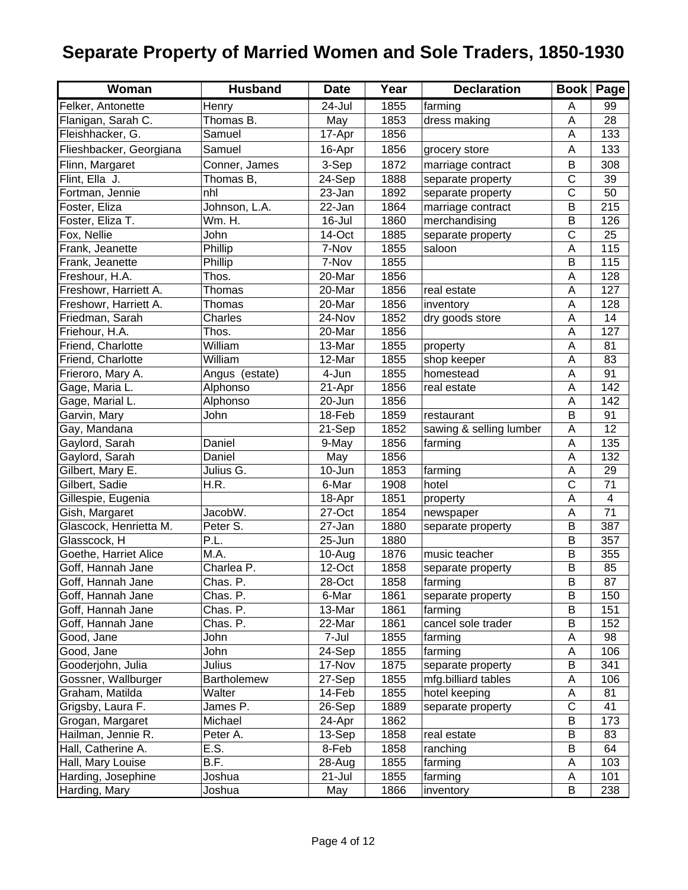# Separate Property of Married Women and Sole Traders, 1850-1930

| Woman | Husband | Date | Year | Declaration | Book | Page |
|---|---|---|---|---|---|---|
| Felker, Antonette | Henry | 24-Jul | 1855 | farming | A | 99 |
| Flanigan, Sarah C. | Thomas B. | May | 1853 | dress making | A | 28 |
| Fleishhacker, G. | Samuel | 17-Apr | 1856 | | A | 133 |
| Flieshbacker, Georgiana | Samuel | 16-Apr | 1856 | grocery store | A | 133 |
| Flinn, Margaret | Conner, James | 3-Sep | 1872 | marriage contract | B | 308 |
| Flint, Ella J. | Thomas B, | 24-Sep | 1888 | separate property | C | 39 |
| Fortman, Jennie | nhl | 23-Jan | 1892 | separate property | C | 50 |
| Foster, Eliza | Johnson, L.A. | 22-Jan | 1864 | marriage contract | B | 215 |
| Foster, Eliza T. | Wm. H. | 16-Jul | 1860 | merchandising | B | 126 |
| Fox, Nellie | John | 14-Oct | 1885 | separate property | C | 25 |
| Frank, Jeanette | Phillip | 7-Nov | 1855 | saloon | A | 115 |
| Frank, Jeanette | Phillip | 7-Nov | 1855 | | B | 115 |
| Freshour, H.A. | Thos. | 20-Mar | 1856 | | A | 128 |
| Freshowr, Harriett A. | Thomas | 20-Mar | 1856 | real estate | A | 127 |
| Freshowr, Harriett A. | Thomas | 20-Mar | 1856 | inventory | A | 128 |
| Friedman, Sarah | Charles | 24-Nov | 1852 | dry goods store | A | 14 |
| Friehour, H.A. | Thos. | 20-Mar | 1856 | | A | 127 |
| Friend, Charlotte | William | 13-Mar | 1855 | property | A | 81 |
| Friend, Charlotte | William | 12-Mar | 1855 | shop keeper | A | 83 |
| Frieroro, Mary A. | Angus (estate) | 4-Jun | 1855 | homestead | A | 91 |
| Gage, Maria L. | Alphonso | 21-Apr | 1856 | real estate | A | 142 |
| Gage, Marial L. | Alphonso | 20-Jun | 1856 | | A | 142 |
| Garvin, Mary | John | 18-Feb | 1859 | restaurant | B | 91 |
| Gay, Mandana | | 21-Sep | 1852 | sawing & selling lumber | A | 12 |
| Gaylord, Sarah | Daniel | 9-May | 1856 | farming | A | 135 |
| Gaylord, Sarah | Daniel | May | 1856 | | A | 132 |
| Gilbert, Mary E. | Julius G. | 10-Jun | 1853 | farming | A | 29 |
| Gilbert, Sadie | H.R. | 6-Mar | 1908 | hotel | C | 71 |
| Gillespie, Eugenia | | 18-Apr | 1851 | property | A | 4 |
| Gish, Margaret | JacobW. | 27-Oct | 1854 | newspaper | A | 71 |
| Glascock, Henrietta M. | Peter S. | 27-Jan | 1880 | separate property | B | 387 |
| Glasscock, H | P.L. | 25-Jun | 1880 | | B | 357 |
| Goethe, Harriet Alice | M.A. | 10-Aug | 1876 | music teacher | B | 355 |
| Goff, Hannah Jane | Charlea P. | 12-Oct | 1858 | separate property | B | 85 |
| Goff, Hannah Jane | Chas. P. | 28-Oct | 1858 | farming | B | 87 |
| Goff, Hannah Jane | Chas. P. | 6-Mar | 1861 | separate property | B | 150 |
| Goff, Hannah Jane | Chas. P. | 13-Mar | 1861 | farming | B | 151 |
| Goff, Hannah Jane | Chas. P. | 22-Mar | 1861 | cancel sole trader | B | 152 |
| Good, Jane | John | 7-Jul | 1855 | farming | A | 98 |
| Good, Jane | John | 24-Sep | 1855 | farming | A | 106 |
| Gooderjohn, Julia | Julius | 17-Nov | 1875 | separate property | B | 341 |
| Gossner, Wallburger | Bartholemew | 27-Sep | 1855 | mfg.billiard tables | A | 106 |
| Graham, Matilda | Walter | 14-Feb | 1855 | hotel keeping | A | 81 |
| Grigsby, Laura F. | James P. | 26-Sep | 1889 | separate property | C | 41 |
| Grogan, Margaret | Michael | 24-Apr | 1862 | | B | 173 |
| Hailman, Jennie R. | Peter A. | 13-Sep | 1858 | real estate | B | 83 |
| Hall, Catherine A. | E.S. | 8-Feb | 1858 | ranching | B | 64 |
| Hall, Mary Louise | B.F. | 28-Aug | 1855 | farming | A | 103 |
| Harding, Josephine | Joshua | 21-Jul | 1855 | farming | A | 101 |
| Harding, Mary | Joshua | May | 1866 | inventory | B | 238 |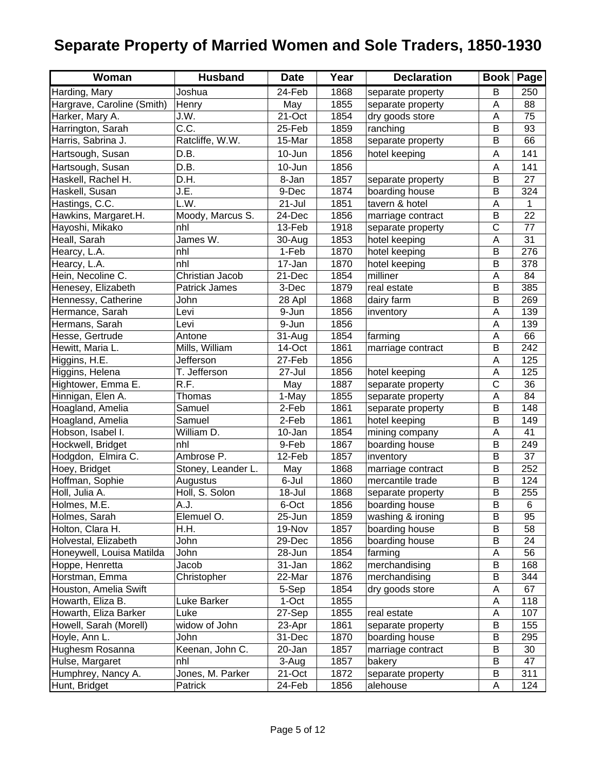# Separate Property of Married Women and Sole Traders, 1850-1930

| Woman | Husband | Date | Year | Declaration | Book | Page |
|---|---|---|---|---|---|---|
| Harding, Mary | Joshua | 24-Feb | 1868 | separate property | B | 250 |
| Hargrave, Caroline (Smith) | Henry | May | 1855 | separate property | A | 88 |
| Harker, Mary A. | J.W. | 21-Oct | 1854 | dry goods store | A | 75 |
| Harrington, Sarah | C.C. | 25-Feb | 1859 | ranching | B | 93 |
| Harris, Sabrina J. | Ratcliffe, W.W. | 15-Mar | 1858 | separate property | B | 66 |
| Hartsough, Susan | D.B. | 10-Jun | 1856 | hotel keeping | A | 141 |
| Hartsough, Susan | D.B. | 10-Jun | 1856 | | A | 141 |
| Haskell, Rachel H. | D.H. | 8-Jan | 1857 | separate property | B | 27 |
| Haskell, Susan | J.E. | 9-Dec | 1874 | boarding house | B | 324 |
| Hastings, C.C. | L.W. | 21-Jul | 1851 | tavern & hotel | A | 1 |
| Hawkins, Margaret.H. | Moody, Marcus S. | 24-Dec | 1856 | marriage contract | B | 22 |
| Hayoshi, Mikako | nhl | 13-Feb | 1918 | separate property | C | 77 |
| Heall, Sarah | James W. | 30-Aug | 1853 | hotel keeping | A | 31 |
| Hearcy, L.A. | nhl | 1-Feb | 1870 | hotel keeping | B | 276 |
| Hearcy, L.A. | nhl | 17-Jan | 1870 | hotel keeping | B | 378 |
| Hein, Necoline C. | Christian Jacob | 21-Dec | 1854 | milliner | A | 84 |
| Henesey, Elizabeth | Patrick James | 3-Dec | 1879 | real estate | B | 385 |
| Hennessy, Catherine | John | 28 Apl | 1868 | dairy farm | B | 269 |
| Hermance, Sarah | Levi | 9-Jun | 1856 | inventory | A | 139 |
| Hermans, Sarah | Levi | 9-Jun | 1856 | | A | 139 |
| Hesse, Gertrude | Antone | 31-Aug | 1854 | farming | A | 66 |
| Hewitt, Maria L. | Mills, William | 14-Oct | 1861 | marriage contract | B | 242 |
| Higgins, H.E. | Jefferson | 27-Feb | 1856 | | A | 125 |
| Higgins, Helena | T. Jefferson | 27-Jul | 1856 | hotel keeping | A | 125 |
| Hightower, Emma E. | R.F. | May | 1887 | separate property | C | 36 |
| Hinnigan, Elen A. | Thomas | 1-May | 1855 | separate property | A | 84 |
| Hoagland, Amelia | Samuel | 2-Feb | 1861 | separate property | B | 148 |
| Hoagland, Amelia | Samuel | 2-Feb | 1861 | hotel keeping | B | 149 |
| Hobson, Isabel I. | William D. | 10-Jan | 1854 | mining company | A | 41 |
| Hockwell, Bridget | nhl | 9-Feb | 1867 | boarding house | B | 249 |
| Hodgdon, Elmira C. | Ambrose P. | 12-Feb | 1857 | inventory | B | 37 |
| Hoey, Bridget | Stoney, Leander L. | May | 1868 | marriage contract | B | 252 |
| Hoffman, Sophie | Augustus | 6-Jul | 1860 | mercantile trade | B | 124 |
| Holl, Julia A. | Holl, S. Solon | 18-Jul | 1868 | separate property | B | 255 |
| Holmes, M.E. | A.J. | 6-Oct | 1856 | boarding house | B | 6 |
| Holmes, Sarah | Elemuel O. | 25-Jun | 1859 | washing & ironing | B | 95 |
| Holton, Clara H. | H.H. | 19-Nov | 1857 | boarding house | B | 58 |
| Holvestal, Elizabeth | John | 29-Dec | 1856 | boarding house | B | 24 |
| Honeywell, Louisa Matilda | John | 28-Jun | 1854 | farming | A | 56 |
| Hoppe, Henretta | Jacob | 31-Jan | 1862 | merchandising | B | 168 |
| Horstman, Emma | Christopher | 22-Mar | 1876 | merchandising | B | 344 |
| Houston, Amelia Swift | | 5-Sep | 1854 | dry goods store | A | 67 |
| Howarth, Eliza B. | Luke Barker | 1-Oct | 1855 | | A | 118 |
| Howarth, Eliza Barker | Luke | 27-Sep | 1855 | real estate | A | 107 |
| Howell, Sarah (Morell) | widow of John | 23-Apr | 1861 | separate property | B | 155 |
| Hoyle, Ann L. | John | 31-Dec | 1870 | boarding house | B | 295 |
| Hughesm Rosanna | Keenan, John C. | 20-Jan | 1857 | marriage contract | B | 30 |
| Hulse, Margaret | nhl | 3-Aug | 1857 | bakery | B | 47 |
| Humphrey, Nancy A. | Jones, M. Parker | 21-Oct | 1872 | separate property | B | 311 |
| Hunt, Bridget | Patrick | 24-Feb | 1856 | alehouse | A | 124 |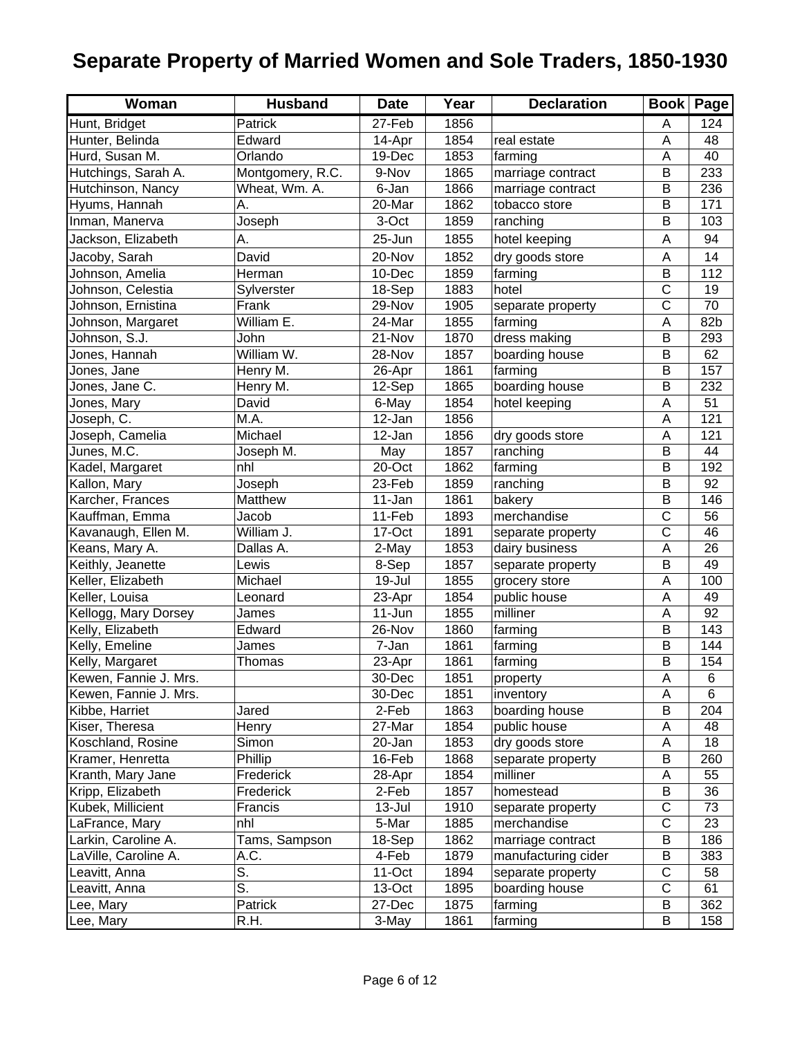# Separate Property of Married Women and Sole Traders, 1850-1930

| Woman | Husband | Date | Year | Declaration | Book | Page |
|---|---|---|---|---|---|---|
| Hunt, Bridget | Patrick | 27-Feb | 1856 | | A | 124 |
| Hunter, Belinda | Edward | 14-Apr | 1854 | real estate | A | 48 |
| Hurd, Susan M. | Orlando | 19-Dec | 1853 | farming | A | 40 |
| Hutchings, Sarah A. | Montgomery, R.C. | 9-Nov | 1865 | marriage contract | B | 233 |
| Hutchinson, Nancy | Wheat, Wm. A. | 6-Jan | 1866 | marriage contract | B | 236 |
| Hyums, Hannah | A. | 20-Mar | 1862 | tobacco store | B | 171 |
| Inman, Manerva | Joseph | 3-Oct | 1859 | ranching | B | 103 |
| Jackson, Elizabeth | A. | 25-Jun | 1855 | hotel keeping | A | 94 |
| Jacoby, Sarah | David | 20-Nov | 1852 | dry goods store | A | 14 |
| Johnson, Amelia | Herman | 10-Dec | 1859 | farming | B | 112 |
| Johnson, Celestia | Sylverster | 18-Sep | 1883 | hotel | C | 19 |
| Johnson, Ernistina | Frank | 29-Nov | 1905 | separate property | C | 70 |
| Johnson, Margaret | William E. | 24-Mar | 1855 | farming | A | 82b |
| Johnson, S.J. | John | 21-Nov | 1870 | dress making | B | 293 |
| Jones, Hannah | William W. | 28-Nov | 1857 | boarding house | B | 62 |
| Jones, Jane | Henry M. | 26-Apr | 1861 | farming | B | 157 |
| Jones, Jane C. | Henry M. | 12-Sep | 1865 | boarding house | B | 232 |
| Jones, Mary | David | 6-May | 1854 | hotel keeping | A | 51 |
| Joseph, C. | M.A. | 12-Jan | 1856 | | A | 121 |
| Joseph, Camelia | Michael | 12-Jan | 1856 | dry goods store | A | 121 |
| Junes, M.C. | Joseph M. | May | 1857 | ranching | B | 44 |
| Kadel, Margaret | nhl | 20-Oct | 1862 | farming | B | 192 |
| Kallon, Mary | Joseph | 23-Feb | 1859 | ranching | B | 92 |
| Karcher, Frances | Matthew | 11-Jan | 1861 | bakery | B | 146 |
| Kauffman, Emma | Jacob | 11-Feb | 1893 | merchandise | C | 56 |
| Kavanaugh, Ellen M. | William J. | 17-Oct | 1891 | separate property | C | 46 |
| Keans, Mary A. | Dallas A. | 2-May | 1853 | dairy business | A | 26 |
| Keithly, Jeanette | Lewis | 8-Sep | 1857 | separate property | B | 49 |
| Keller, Elizabeth | Michael | 19-Jul | 1855 | grocery store | A | 100 |
| Keller, Louisa | Leonard | 23-Apr | 1854 | public house | A | 49 |
| Kellogg, Mary Dorsey | James | 11-Jun | 1855 | milliner | A | 92 |
| Kelly, Elizabeth | Edward | 26-Nov | 1860 | farming | B | 143 |
| Kelly, Emeline | James | 7-Jan | 1861 | farming | B | 144 |
| Kelly, Margaret | Thomas | 23-Apr | 1861 | farming | B | 154 |
| Kewen, Fannie J. Mrs. | | 30-Dec | 1851 | property | A | 6 |
| Kewen, Fannie J. Mrs. | | 30-Dec | 1851 | inventory | A | 6 |
| Kibbe, Harriet | Jared | 2-Feb | 1863 | boarding house | B | 204 |
| Kiser, Theresa | Henry | 27-Mar | 1854 | public house | A | 48 |
| Koschland, Rosine | Simon | 20-Jan | 1853 | dry goods store | A | 18 |
| Kramer, Henretta | Phillip | 16-Feb | 1868 | separate property | B | 260 |
| Kranth, Mary Jane | Frederick | 28-Apr | 1854 | milliner | A | 55 |
| Kripp, Elizabeth | Frederick | 2-Feb | 1857 | homestead | B | 36 |
| Kubek, Millicient | Francis | 13-Jul | 1910 | separate property | C | 73 |
| LaFrance, Mary | nhl | 5-Mar | 1885 | merchandise | C | 23 |
| Larkin, Caroline A. | Tams, Sampson | 18-Sep | 1862 | marriage contract | B | 186 |
| LaVille, Caroline A. | A.C. | 4-Feb | 1879 | manufacturing cider | B | 383 |
| Leavitt, Anna | S. | 11-Oct | 1894 | separate property | C | 58 |
| Leavitt, Anna | S. | 13-Oct | 1895 | boarding house | C | 61 |
| Lee, Mary | Patrick | 27-Dec | 1875 | farming | B | 362 |
| Lee, Mary | R.H. | 3-May | 1861 | farming | B | 158 |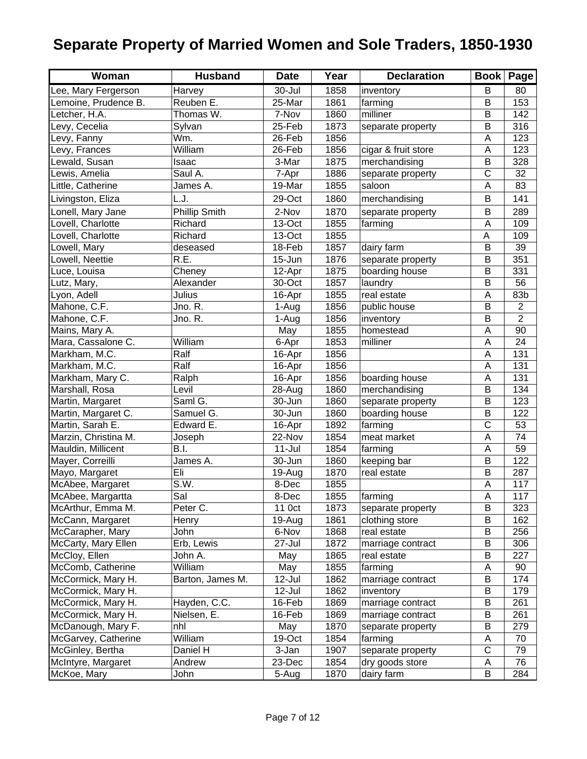# Separate Property of Married Women and Sole Traders, 1850-1930

| Woman | Husband | Date | Year | Declaration | Book | Page |
|---|---|---|---|---|---|---|
| Lee, Mary Fergerson | Harvey | 30-Jul | 1858 | inventory | B | 80 |
| Lemoine, Prudence B. | Reuben E. | 25-Mar | 1861 | farming | B | 153 |
| Letcher, H.A. | Thomas W. | 7-Nov | 1860 | milliner | B | 142 |
| Levy, Cecelia | Sylvan | 25-Feb | 1873 | separate property | B | 316 |
| Levy, Fanny | Wm. | 26-Feb | 1856 | | A | 123 |
| Levy, Frances | William | 26-Feb | 1856 | cigar & fruit store | A | 123 |
| Lewald, Susan | Isaac | 3-Mar | 1875 | merchandising | B | 328 |
| Lewis, Amelia | Saul A. | 7-Apr | 1886 | separate property | C | 32 |
| Little, Catherine | James A. | 19-Mar | 1855 | saloon | A | 83 |
| Livingston, Eliza | L.J. | 29-Oct | 1860 | merchandising | B | 141 |
| Lonell, Mary Jane | Phillip Smith | 2-Nov | 1870 | separate property | B | 289 |
| Lovell, Charlotte | Richard | 13-Oct | 1855 | farming | A | 109 |
| Lovell, Charlotte | Richard | 13-Oct | 1855 | | A | 109 |
| Lowell, Mary | deseased | 18-Feb | 1857 | dairy farm | B | 39 |
| Lowell, Neettie | R.E. | 15-Jun | 1876 | separate property | B | 351 |
| Luce, Louisa | Cheney | 12-Apr | 1875 | boarding house | B | 331 |
| Lutz, Mary, | Alexander | 30-Oct | 1857 | laundry | B | 56 |
| Lyon, Adell | Julius | 16-Apr | 1855 | real estate | A | 83b |
| Mahone, C.F. | Jno. R. | 1-Aug | 1856 | public house | B | 2 |
| Mahone, C.F. | Jno. R. | 1-Aug | 1856 | inventory | B | 2 |
| Mains, Mary A. | | May | 1855 | homestead | A | 90 |
| Mara, Cassalone C. | William | 6-Apr | 1853 | milliner | A | 24 |
| Markham, M.C. | Ralf | 16-Apr | 1856 | | A | 131 |
| Markham, M.C. | Ralf | 16-Apr | 1856 | | A | 131 |
| Markham, Mary C. | Ralph | 16-Apr | 1856 | boarding house | A | 131 |
| Marshall, Rosa | Levil | 28-Aug | 1860 | merchandising | B | 134 |
| Martin, Margaret | Saml G. | 30-Jun | 1860 | separate property | B | 123 |
| Martin, Margaret C. | Samuel G. | 30-Jun | 1860 | boarding house | B | 122 |
| Martin, Sarah E. | Edward E. | 16-Apr | 1892 | farming | C | 53 |
| Marzin, Christina M. | Joseph | 22-Nov | 1854 | meat market | A | 74 |
| Mauldin, Millicent | B.I. | 11-Jul | 1854 | farming | A | 59 |
| Mayer, Correilli | James A. | 30-Jun | 1860 | keeping bar | B | 122 |
| Mayo, Margaret | Eli | 19-Aug | 1870 | real estate | B | 287 |
| McAbee, Margaret | S.W. | 8-Dec | 1855 | | A | 117 |
| McAbee, Margartta | Sal | 8-Dec | 1855 | farming | A | 117 |
| McArthur, Emma M. | Peter C. | 11 0ct | 1873 | separate property | B | 323 |
| McCann, Margaret | Henry | 19-Aug | 1861 | clothing store | B | 162 |
| McCarapher, Mary | John | 6-Nov | 1868 | real estate | B | 256 |
| McCarty, Mary Ellen | Erb, Lewis | 27-Jul | 1872 | marriage contract | B | 306 |
| McCloy, Ellen | John A. | May | 1865 | real estate | B | 227 |
| McComb, Catherine | William | May | 1855 | farming | A | 90 |
| McCormick, Mary H. | Barton, James M. | 12-Jul | 1862 | marriage contract | B | 174 |
| McCormick, Mary H. | | 12-Jul | 1862 | inventory | B | 179 |
| McCormick, Mary H. | Hayden, C.C. | 16-Feb | 1869 | marriage contract | B | 261 |
| McCormick, Mary H. | Nielsen, E. | 16-Feb | 1869 | marriage contract | B | 261 |
| McDanough, Mary F. | nhl | May | 1870 | separate property | B | 279 |
| McGarvey, Catherine | William | 19-Oct | 1854 | farming | A | 70 |
| McGinley, Bertha | Daniel H | 3-Jan | 1907 | separate property | C | 79 |
| McIntyre, Margaret | Andrew | 23-Dec | 1854 | dry goods store | A | 76 |
| McKoe, Mary | John | 5-Aug | 1870 | dairy farm | B | 284 |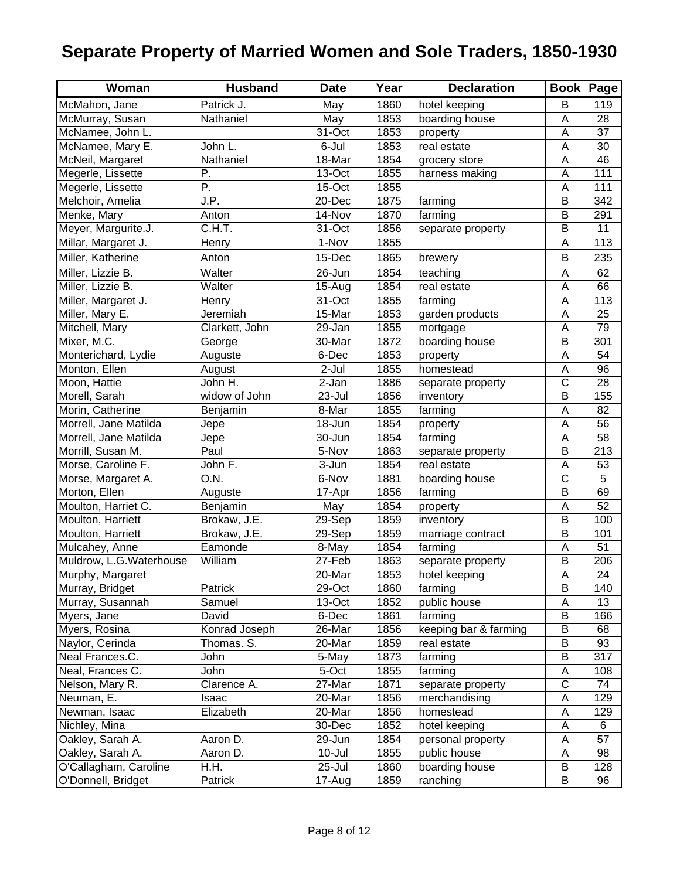# Separate Property of Married Women and Sole Traders, 1850-1930

| Woman | Husband | Date | Year | Declaration | Book | Page |
|---|---|---|---|---|---|---|
| McMahon, Jane | Patrick J. | May | 1860 | hotel keeping | B | 119 |
| McMurray, Susan | Nathaniel | May | 1853 | boarding house | A | 28 |
| McNamee, John L. | | 31-Oct | 1853 | property | A | 37 |
| McNamee, Mary E. | John L. | 6-Jul | 1853 | real estate | A | 30 |
| McNeil, Margaret | Nathaniel | 18-Mar | 1854 | grocery store | A | 46 |
| Megerle, Lissette | P. | 13-Oct | 1855 | harness making | A | 111 |
| Megerle, Lissette | P. | 15-Oct | 1855 | | A | 111 |
| Melchoir, Amelia | J.P. | 20-Dec | 1875 | farming | B | 342 |
| Menke, Mary | Anton | 14-Nov | 1870 | farming | B | 291 |
| Meyer, Margurite.J. | C.H.T. | 31-Oct | 1856 | separate property | B | 11 |
| Millar, Margaret J. | Henry | 1-Nov | 1855 | | A | 113 |
| Miller, Katherine | Anton | 15-Dec | 1865 | brewery | B | 235 |
| Miller, Lizzie B. | Walter | 26-Jun | 1854 | teaching | A | 62 |
| Miller, Lizzie B. | Walter | 15-Aug | 1854 | real estate | A | 66 |
| Miller, Margaret J. | Henry | 31-Oct | 1855 | farming | A | 113 |
| Miller, Mary E. | Jeremiah | 15-Mar | 1853 | garden products | A | 25 |
| Mitchell, Mary | Clarkett, John | 29-Jan | 1855 | mortgage | A | 79 |
| Mixer, M.C. | George | 30-Mar | 1872 | boarding house | B | 301 |
| Monterichard, Lydie | Auguste | 6-Dec | 1853 | property | A | 54 |
| Monton, Ellen | August | 2-Jul | 1855 | homestead | A | 96 |
| Moon, Hattie | John H. | 2-Jan | 1886 | separate property | C | 28 |
| Morell, Sarah | widow of John | 23-Jul | 1856 | inventory | B | 155 |
| Morin, Catherine | Benjamin | 8-Mar | 1855 | farming | A | 82 |
| Morrell, Jane Matilda | Jepe | 18-Jun | 1854 | property | A | 56 |
| Morrell, Jane Matilda | Jepe | 30-Jun | 1854 | farming | A | 58 |
| Morrill, Susan M. | Paul | 5-Nov | 1863 | separate property | B | 213 |
| Morse, Caroline F. | John F. | 3-Jun | 1854 | real estate | A | 53 |
| Morse, Margaret A. | O.N. | 6-Nov | 1881 | boarding house | C | 5 |
| Morton, Ellen | Auguste | 17-Apr | 1856 | farming | B | 69 |
| Moulton, Harriet C. | Benjamin | May | 1854 | property | A | 52 |
| Moulton, Harriett | Brokaw, J.E. | 29-Sep | 1859 | inventory | B | 100 |
| Moulton, Harriett | Brokaw, J.E. | 29-Sep | 1859 | marriage contract | B | 101 |
| Mulcahey, Anne | Eamonde | 8-May | 1854 | farming | A | 51 |
| Muldrow, L.G.Waterhouse | William | 27-Feb | 1863 | separate property | B | 206 |
| Murphy, Margaret | | 20-Mar | 1853 | hotel keeping | A | 24 |
| Murray, Bridget | Patrick | 29-Oct | 1860 | farming | B | 140 |
| Murray, Susannah | Samuel | 13-Oct | 1852 | public house | A | 13 |
| Myers, Jane | David | 6-Dec | 1861 | farming | B | 166 |
| Myers, Rosina | Konrad Joseph | 26-Mar | 1856 | keeping bar & farming | B | 68 |
| Naylor, Cerinda | Thomas. S. | 20-Mar | 1859 | real estate | B | 93 |
| Neal Frances.C. | John | 5-May | 1873 | farming | B | 317 |
| Neal, Frances C. | John | 5-Oct | 1855 | farming | A | 108 |
| Nelson, Mary R. | Clarence A. | 27-Mar | 1871 | separate property | C | 74 |
| Neuman, E. | Isaac | 20-Mar | 1856 | merchandising | A | 129 |
| Newman, Isaac | Elizabeth | 20-Mar | 1856 | homestead | A | 129 |
| Nichley, Mina | | 30-Dec | 1852 | hotel keeping | A | 6 |
| Oakley, Sarah A. | Aaron D. | 29-Jun | 1854 | personal property | A | 57 |
| Oakley, Sarah A. | Aaron D. | 10-Jul | 1855 | public house | A | 98 |
| O'Callagham, Caroline | H.H. | 25-Jul | 1860 | boarding house | B | 128 |
| O'Donnell, Bridget | Patrick | 17-Aug | 1859 | ranching | B | 96 |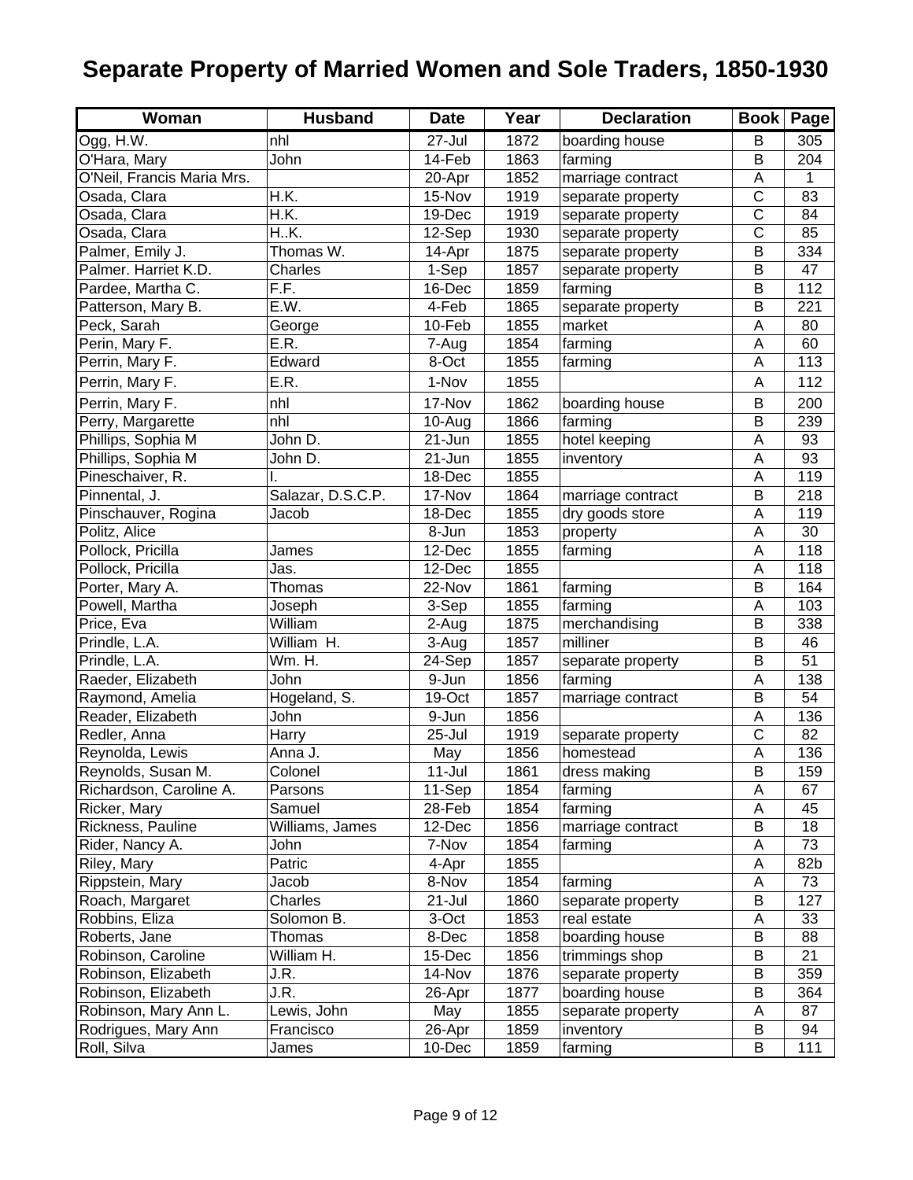# Separate Property of Married Women and Sole Traders, 1850-1930

| Woman | Husband | Date | Year | Declaration | Book | Page |
|---|---|---|---|---|---|---|
| Ogg, H.W. | nhl | 27-Jul | 1872 | boarding house | B | 305 |
| O'Hara, Mary | John | 14-Feb | 1863 | farming | B | 204 |
| O'Neil, Francis Maria Mrs. | | 20-Apr | 1852 | marriage contract | A | 1 |
| Osada, Clara | H.K. | 15-Nov | 1919 | separate property | C | 83 |
| Osada, Clara | H.K. | 19-Dec | 1919 | separate property | C | 84 |
| Osada, Clara | H..K. | 12-Sep | 1930 | separate property | C | 85 |
| Palmer, Emily J. | Thomas W. | 14-Apr | 1875 | separate property | B | 334 |
| Palmer. Harriet K.D. | Charles | 1-Sep | 1857 | separate property | B | 47 |
| Pardee, Martha C. | F.F. | 16-Dec | 1859 | farming | B | 112 |
| Patterson, Mary B. | E.W. | 4-Feb | 1865 | separate property | B | 221 |
| Peck, Sarah | George | 10-Feb | 1855 | market | A | 80 |
| Perin, Mary F. | E.R. | 7-Aug | 1854 | farming | A | 60 |
| Perrin, Mary F. | Edward | 8-Oct | 1855 | farming | A | 113 |
| Perrin, Mary F. | E.R. | 1-Nov | 1855 | | A | 112 |
| Perrin, Mary F. | nhl | 17-Nov | 1862 | boarding house | B | 200 |
| Perry, Margarette | nhl | 10-Aug | 1866 | farming | B | 239 |
| Phillips, Sophia M | John D. | 21-Jun | 1855 | hotel keeping | A | 93 |
| Phillips, Sophia M | John D. | 21-Jun | 1855 | inventory | A | 93 |
| Pineschaiver, R. | I. | 18-Dec | 1855 | | A | 119 |
| Pinnental, J. | Salazar, D.S.C.P. | 17-Nov | 1864 | marriage contract | B | 218 |
| Pinschauver, Rogina | Jacob | 18-Dec | 1855 | dry goods store | A | 119 |
| Politz, Alice | | 8-Jun | 1853 | property | A | 30 |
| Pollock, Pricilla | James | 12-Dec | 1855 | farming | A | 118 |
| Pollock, Pricilla | Jas. | 12-Dec | 1855 | | A | 118 |
| Porter, Mary A. | Thomas | 22-Nov | 1861 | farming | B | 164 |
| Powell, Martha | Joseph | 3-Sep | 1855 | farming | A | 103 |
| Price, Eva | William | 2-Aug | 1875 | merchandising | B | 338 |
| Prindle, L.A. | William  H. | 3-Aug | 1857 | milliner | B | 46 |
| Prindle, L.A. | Wm. H. | 24-Sep | 1857 | separate property | B | 51 |
| Raeder, Elizabeth | John | 9-Jun | 1856 | farming | A | 138 |
| Raymond, Amelia | Hogeland, S. | 19-Oct | 1857 | marriage contract | B | 54 |
| Reader, Elizabeth | John | 9-Jun | 1856 | | A | 136 |
| Redler, Anna | Harry | 25-Jul | 1919 | separate property | C | 82 |
| Reynolda, Lewis | Anna J. | May | 1856 | homestead | A | 136 |
| Reynolds, Susan M. | Colonel | 11-Jul | 1861 | dress making | B | 159 |
| Richardson, Caroline A. | Parsons | 11-Sep | 1854 | farming | A | 67 |
| Ricker, Mary | Samuel | 28-Feb | 1854 | farming | A | 45 |
| Rickness, Pauline | Williams, James | 12-Dec | 1856 | marriage contract | B | 18 |
| Rider, Nancy A. | John | 7-Nov | 1854 | farming | A | 73 |
| Riley, Mary | Patric | 4-Apr | 1855 | | A | 82b |
| Rippstein, Mary | Jacob | 8-Nov | 1854 | farming | A | 73 |
| Roach, Margaret | Charles | 21-Jul | 1860 | separate property | B | 127 |
| Robbins, Eliza | Solomon B. | 3-Oct | 1853 | real estate | A | 33 |
| Roberts, Jane | Thomas | 8-Dec | 1858 | boarding house | B | 88 |
| Robinson, Caroline | William H. | 15-Dec | 1856 | trimmings shop | B | 21 |
| Robinson, Elizabeth | J.R. | 14-Nov | 1876 | separate property | B | 359 |
| Robinson, Elizabeth | J.R. | 26-Apr | 1877 | boarding house | B | 364 |
| Robinson, Mary Ann L. | Lewis, John | May | 1855 | separate property | A | 87 |
| Rodrigues, Mary Ann | Francisco | 26-Apr | 1859 | inventory | B | 94 |
| Roll, Silva | James | 10-Dec | 1859 | farming | B | 111 |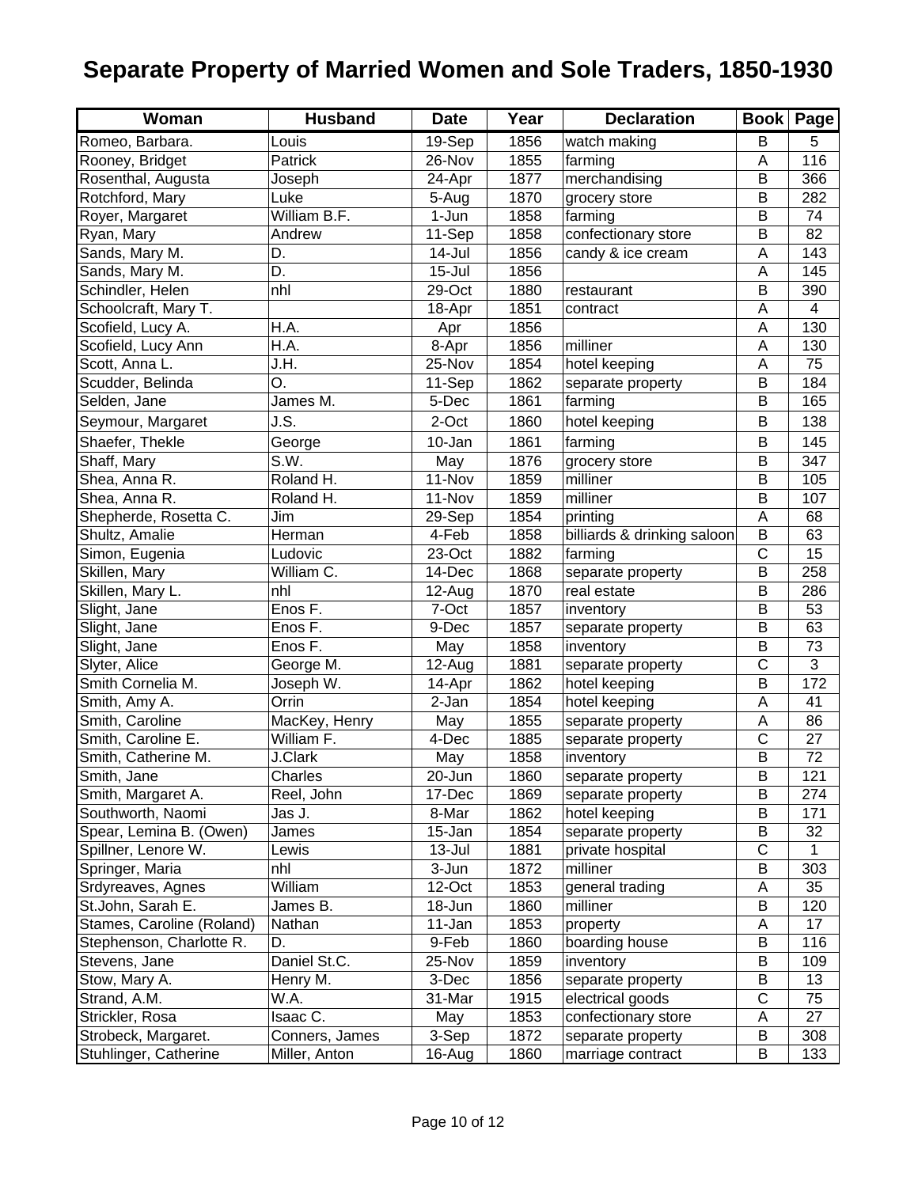# Separate Property of Married Women and Sole Traders, 1850-1930

| Woman | Husband | Date | Year | Declaration | Book | Page |
|---|---|---|---|---|---|---|
| Romeo, Barbara. | Louis | 19-Sep | 1856 | watch making | B | 5 |
| Rooney, Bridget | Patrick | 26-Nov | 1855 | farming | A | 116 |
| Rosenthal, Augusta | Joseph | 24-Apr | 1877 | merchandising | B | 366 |
| Rotchford, Mary | Luke | 5-Aug | 1870 | grocery store | B | 282 |
| Royer, Margaret | William B.F. | 1-Jun | 1858 | farming | B | 74 |
| Ryan, Mary | Andrew | 11-Sep | 1858 | confectionary store | B | 82 |
| Sands, Mary M. | D. | 14-Jul | 1856 | candy & ice cream | A | 143 |
| Sands, Mary M. | D. | 15-Jul | 1856 | | A | 145 |
| Schindler, Helen | nhl | 29-Oct | 1880 | restaurant | B | 390 |
| Schoolcraft, Mary T. | | 18-Apr | 1851 | contract | A | 4 |
| Scofield, Lucy A. | H.A. | Apr | 1856 | | A | 130 |
| Scofield, Lucy Ann | H.A. | 8-Apr | 1856 | milliner | A | 130 |
| Scott, Anna L. | J.H. | 25-Nov | 1854 | hotel keeping | A | 75 |
| Scudder, Belinda | O. | 11-Sep | 1862 | separate property | B | 184 |
| Selden, Jane | James M. | 5-Dec | 1861 | farming | B | 165 |
| Seymour, Margaret | J.S. | 2-Oct | 1860 | hotel keeping | B | 138 |
| Shaefer, Thekle | George | 10-Jan | 1861 | farming | B | 145 |
| Shaff, Mary | S.W. | May | 1876 | grocery store | B | 347 |
| Shea, Anna R. | Roland H. | 11-Nov | 1859 | milliner | B | 105 |
| Shea, Anna R. | Roland H. | 11-Nov | 1859 | milliner | B | 107 |
| Shepherde, Rosetta C. | Jim | 29-Sep | 1854 | printing | A | 68 |
| Shultz, Amalie | Herman | 4-Feb | 1858 | billiards & drinking saloon | B | 63 |
| Simon, Eugenia | Ludovic | 23-Oct | 1882 | farming | C | 15 |
| Skillen, Mary | William C. | 14-Dec | 1868 | separate property | B | 258 |
| Skillen, Mary L. | nhl | 12-Aug | 1870 | real estate | B | 286 |
| Slight, Jane | Enos F. | 7-Oct | 1857 | inventory | B | 53 |
| Slight, Jane | Enos F. | 9-Dec | 1857 | separate property | B | 63 |
| Slight, Jane | Enos F. | May | 1858 | inventory | B | 73 |
| Slyter, Alice | George M. | 12-Aug | 1881 | separate property | C | 3 |
| Smith Cornelia M. | Joseph W. | 14-Apr | 1862 | hotel keeping | B | 172 |
| Smith, Amy A. | Orrin | 2-Jan | 1854 | hotel keeping | A | 41 |
| Smith, Caroline | MacKey, Henry | May | 1855 | separate property | A | 86 |
| Smith, Caroline E. | William F. | 4-Dec | 1885 | separate property | C | 27 |
| Smith, Catherine M. | J.Clark | May | 1858 | inventory | B | 72 |
| Smith, Jane | Charles | 20-Jun | 1860 | separate property | B | 121 |
| Smith, Margaret A. | Reel, John | 17-Dec | 1869 | separate property | B | 274 |
| Southworth, Naomi | Jas J. | 8-Mar | 1862 | hotel keeping | B | 171 |
| Spear, Lemina B. (Owen) | James | 15-Jan | 1854 | separate property | B | 32 |
| Spillner, Lenore W. | Lewis | 13-Jul | 1881 | private hospital | C | 1 |
| Springer, Maria | nhl | 3-Jun | 1872 | milliner | B | 303 |
| Srdyreaves, Agnes | William | 12-Oct | 1853 | general trading | A | 35 |
| St.John, Sarah E. | James B. | 18-Jun | 1860 | milliner | B | 120 |
| Stames, Caroline (Roland) | Nathan | 11-Jan | 1853 | property | A | 17 |
| Stephenson, Charlotte R. | D. | 9-Feb | 1860 | boarding house | B | 116 |
| Stevens, Jane | Daniel St.C. | 25-Nov | 1859 | inventory | B | 109 |
| Stow, Mary A. | Henry M. | 3-Dec | 1856 | separate property | B | 13 |
| Strand, A.M. | W.A. | 31-Mar | 1915 | electrical goods | C | 75 |
| Strickler, Rosa | Isaac C. | May | 1853 | confectionary store | A | 27 |
| Strobeck, Margaret. | Conners, James | 3-Sep | 1872 | separate property | B | 308 |
| Stuhlinger, Catherine | Miller, Anton | 16-Aug | 1860 | marriage contract | B | 133 |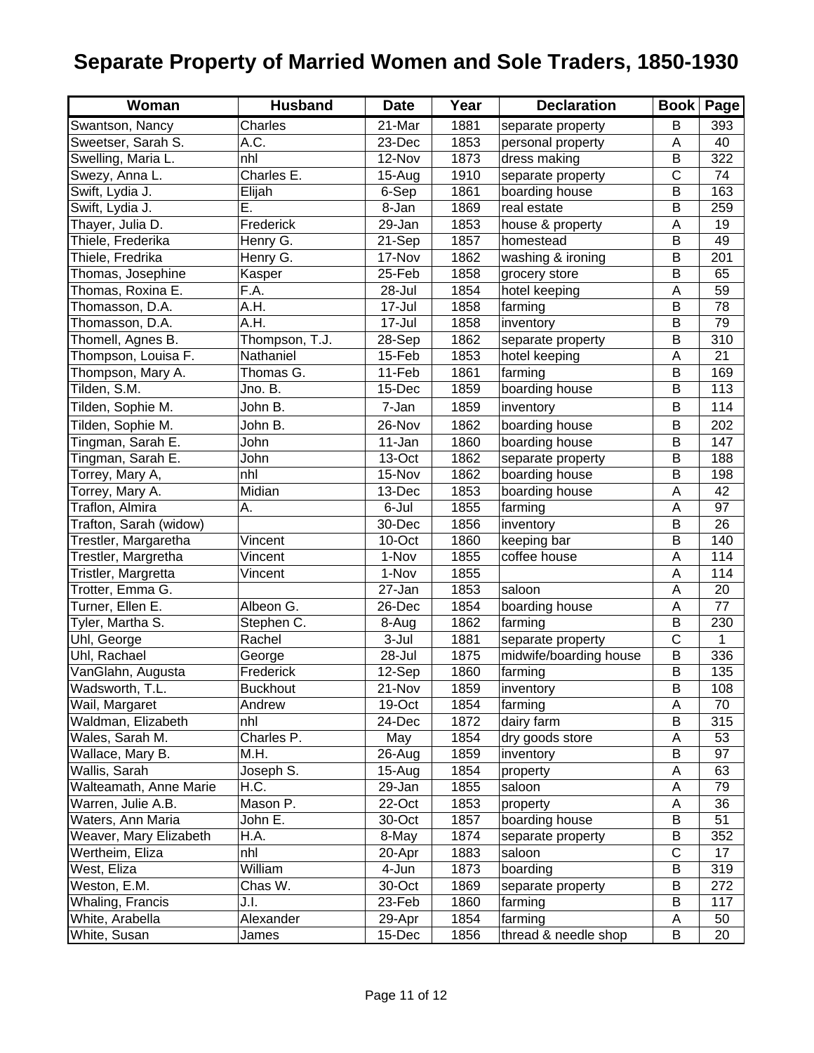# Separate Property of Married Women and Sole Traders, 1850-1930

| Woman | Husband | Date | Year | Declaration | Book | Page |
|---|---|---|---|---|---|---|
| Swantson, Nancy | Charles | 21-Mar | 1881 | separate property | B | 393 |
| Sweetser, Sarah S. | A.C. | 23-Dec | 1853 | personal property | A | 40 |
| Swelling, Maria L. | nhl | 12-Nov | 1873 | dress making | B | 322 |
| Swezy, Anna L. | Charles E. | 15-Aug | 1910 | separate property | C | 74 |
| Swift, Lydia J. | Elijah | 6-Sep | 1861 | boarding house | B | 163 |
| Swift, Lydia J. | E. | 8-Jan | 1869 | real estate | B | 259 |
| Thayer, Julia D. | Frederick | 29-Jan | 1853 | house & property | A | 19 |
| Thiele, Frederika | Henry G. | 21-Sep | 1857 | homestead | B | 49 |
| Thiele, Fredrika | Henry G. | 17-Nov | 1862 | washing & ironing | B | 201 |
| Thomas, Josephine | Kasper | 25-Feb | 1858 | grocery store | B | 65 |
| Thomas, Roxina E. | F.A. | 28-Jul | 1854 | hotel keeping | A | 59 |
| Thomasson, D.A. | A.H. | 17-Jul | 1858 | farming | B | 78 |
| Thomasson, D.A. | A.H. | 17-Jul | 1858 | inventory | B | 79 |
| Thomell, Agnes B. | Thompson, T.J. | 28-Sep | 1862 | separate property | B | 310 |
| Thompson, Louisa F. | Nathaniel | 15-Feb | 1853 | hotel keeping | A | 21 |
| Thompson, Mary A. | Thomas G. | 11-Feb | 1861 | farming | B | 169 |
| Tilden, S.M. | Jno. B. | 15-Dec | 1859 | boarding house | B | 113 |
| Tilden, Sophie M. | John B. | 7-Jan | 1859 | inventory | B | 114 |
| Tilden, Sophie M. | John B. | 26-Nov | 1862 | boarding house | B | 202 |
| Tingman, Sarah E. | John | 11-Jan | 1860 | boarding house | B | 147 |
| Tingman, Sarah E. | John | 13-Oct | 1862 | separate property | B | 188 |
| Torrey, Mary A, | nhl | 15-Nov | 1862 | boarding house | B | 198 |
| Torrey, Mary A. | Midian | 13-Dec | 1853 | boarding house | A | 42 |
| Traflon, Almira | A. | 6-Jul | 1855 | farming | A | 97 |
| Trafton, Sarah (widow) | | 30-Dec | 1856 | inventory | B | 26 |
| Trestler, Margaretha | Vincent | 10-Oct | 1860 | keeping bar | B | 140 |
| Trestler, Margretha | Vincent | 1-Nov | 1855 | coffee house | A | 114 |
| Tristler, Margretta | Vincent | 1-Nov | 1855 | | A | 114 |
| Trotter, Emma G. | | 27-Jan | 1853 | saloon | A | 20 |
| Turner, Ellen E. | Albeon G. | 26-Dec | 1854 | boarding house | A | 77 |
| Tyler, Martha S. | Stephen C. | 8-Aug | 1862 | farming | B | 230 |
| Uhl, George | Rachel | 3-Jul | 1881 | separate property | C | 1 |
| Uhl, Rachael | George | 28-Jul | 1875 | midwife/boarding house | B | 336 |
| VanGlahn, Augusta | Frederick | 12-Sep | 1860 | farming | B | 135 |
| Wadsworth, T.L. | Buckhout | 21-Nov | 1859 | inventory | B | 108 |
| Wail, Margaret | Andrew | 19-Oct | 1854 | farming | A | 70 |
| Waldman, Elizabeth | nhl | 24-Dec | 1872 | dairy farm | B | 315 |
| Wales, Sarah M. | Charles P. | May | 1854 | dry goods store | A | 53 |
| Wallace, Mary B. | M.H. | 26-Aug | 1859 | inventory | B | 97 |
| Wallis, Sarah | Joseph S. | 15-Aug | 1854 | property | A | 63 |
| Walteamath, Anne Marie | H.C. | 29-Jan | 1855 | saloon | A | 79 |
| Warren, Julie A.B. | Mason P. | 22-Oct | 1853 | property | A | 36 |
| Waters, Ann Maria | John E. | 30-Oct | 1857 | boarding house | B | 51 |
| Weaver, Mary Elizabeth | H.A. | 8-May | 1874 | separate property | B | 352 |
| Wertheim, Eliza | nhl | 20-Apr | 1883 | saloon | C | 17 |
| West, Eliza | William | 4-Jun | 1873 | boarding | B | 319 |
| Weston, E.M. | Chas W. | 30-Oct | 1869 | separate property | B | 272 |
| Whaling, Francis | J.I. | 23-Feb | 1860 | farming | B | 117 |
| White, Arabella | Alexander | 29-Apr | 1854 | farming | A | 50 |
| White, Susan | James | 15-Dec | 1856 | thread & needle shop | B | 20 |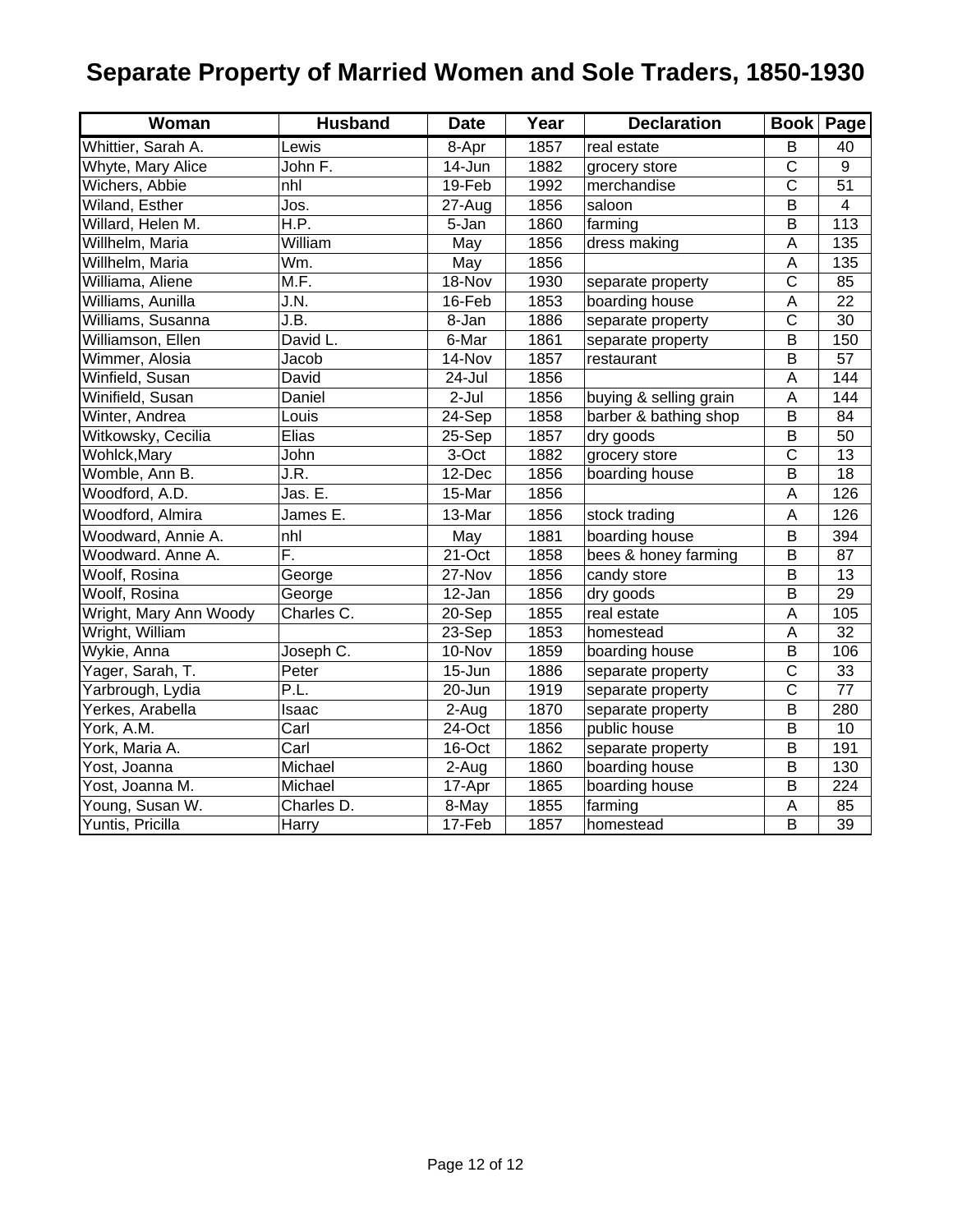# Separate Property of Married Women and Sole Traders, 1850-1930

| Woman | Husband | Date | Year | Declaration | Book | Page |
|---|---|---|---|---|---|---|
| Whittier, Sarah A. | Lewis | 8-Apr | 1857 | real estate | B | 40 |
| Whyte, Mary Alice | John F. | 14-Jun | 1882 | grocery store | C | 9 |
| Wichers, Abbie | nhl | 19-Feb | 1992 | merchandise | C | 51 |
| Wiland, Esther | Jos. | 27-Aug | 1856 | saloon | B | 4 |
| Willard, Helen M. | H.P. | 5-Jan | 1860 | farming | B | 113 |
| Willhelm, Maria | William | May | 1856 | dress making | A | 135 |
| Willhelm, Maria | Wm. | May | 1856 | | A | 135 |
| Williama, Aliene | M.F. | 18-Nov | 1930 | separate property | C | 85 |
| Williams, Aunilla | J.N. | 16-Feb | 1853 | boarding house | A | 22 |
| Williams, Susanna | J.B. | 8-Jan | 1886 | separate property | C | 30 |
| Williamson, Ellen | David L. | 6-Mar | 1861 | separate property | B | 150 |
| Wimmer, Alosia | Jacob | 14-Nov | 1857 | restaurant | B | 57 |
| Winfield, Susan | David | 24-Jul | 1856 | | A | 144 |
| Winifield, Susan | Daniel | 2-Jul | 1856 | buying & selling grain | A | 144 |
| Winter, Andrea | Louis | 24-Sep | 1858 | barber & bathing shop | B | 84 |
| Witkowsky, Cecilia | Elias | 25-Sep | 1857 | dry goods | B | 50 |
| Wohlck,Mary | John | 3-Oct | 1882 | grocery store | C | 13 |
| Womble, Ann B. | J.R. | 12-Dec | 1856 | boarding house | B | 18 |
| Woodford, A.D. | Jas. E. | 15-Mar | 1856 | | A | 126 |
| Woodford, Almira | James E. | 13-Mar | 1856 | stock trading | A | 126 |
| Woodward, Annie A. | nhl | May | 1881 | boarding house | B | 394 |
| Woodward. Anne A. | F. | 21-Oct | 1858 | bees & honey farming | B | 87 |
| Woolf, Rosina | George | 27-Nov | 1856 | candy store | B | 13 |
| Woolf, Rosina | George | 12-Jan | 1856 | dry goods | B | 29 |
| Wright, Mary Ann Woody | Charles C. | 20-Sep | 1855 | real estate | A | 105 |
| Wright, William | | 23-Sep | 1853 | homestead | A | 32 |
| Wykie, Anna | Joseph C. | 10-Nov | 1859 | boarding house | B | 106 |
| Yager, Sarah, T. | Peter | 15-Jun | 1886 | separate property | C | 33 |
| Yarbrough, Lydia | P.L. | 20-Jun | 1919 | separate property | C | 77 |
| Yerkes, Arabella | Isaac | 2-Aug | 1870 | separate property | B | 280 |
| York, A.M. | Carl | 24-Oct | 1856 | public house | B | 10 |
| York, Maria A. | Carl | 16-Oct | 1862 | separate property | B | 191 |
| Yost, Joanna | Michael | 2-Aug | 1860 | boarding house | B | 130 |
| Yost, Joanna M. | Michael | 17-Apr | 1865 | boarding house | B | 224 |
| Young, Susan W. | Charles D. | 8-May | 1855 | farming | A | 85 |
| Yuntis, Pricilla | Harry | 17-Feb | 1857 | homestead | B | 39 |